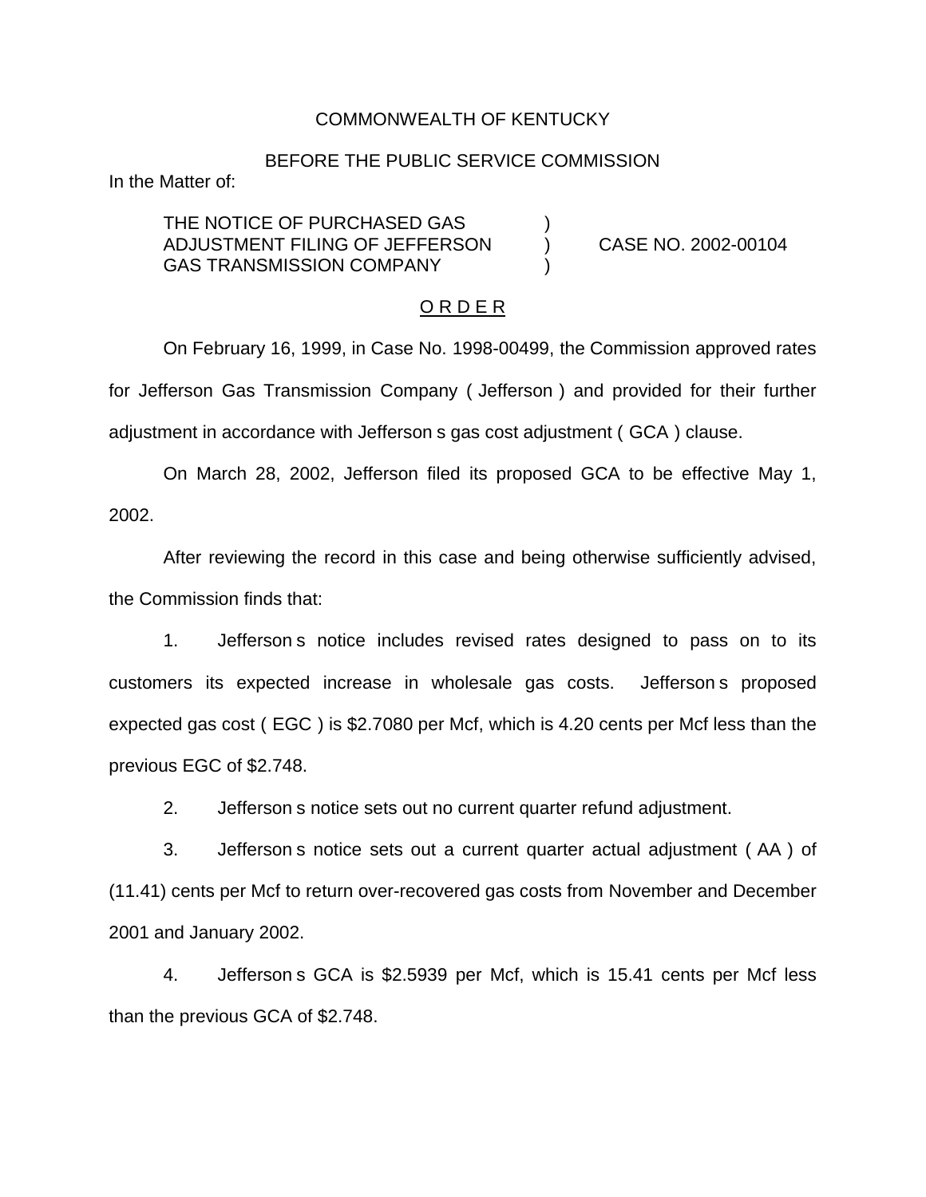COMMONWEALTH OF KENTUCKY

BEFORE THE PUBLIC SERVICE COMMISSION

In the Matter of:

THE NOTICE OF PURCHASED GAS ADJUSTMENT FILING OF JEFFERSON GAS TRANSMISSION COMPANY ) CASE NO. 2002-00104

O R D E R

On February 16, 1999, in Case No. 1998-00499, the Commission approved rates for Jefferson Gas Transmission Company ( Jefferson ) and provided for their further adjustment in accordance with Jefferson s gas cost adjustment ( GCA ) clause.

On March 28, 2002, Jefferson filed its proposed GCA to be effective May 1, 2002.

After reviewing the record in this case and being otherwise sufficiently advised, the Commission finds that:

1. Jefferson s notice includes revised rates designed to pass on to its customers its expected increase in wholesale gas costs. Jefferson s proposed expected gas cost ( EGC ) is $2.7080 per Mcf, which is 4.20 cents per Mcf less than the previous EGC of $2.748.

2. Jefferson s notice sets out no current quarter refund adjustment.

3. Jefferson s notice sets out a current quarter actual adjustment ( AA ) of (11.41) cents per Mcf to return over-recovered gas costs from November and December 2001 and January 2002.

4. Jefferson s GCA is $2.5939 per Mcf, which is 15.41 cents per Mcf less than the previous GCA of $2.748.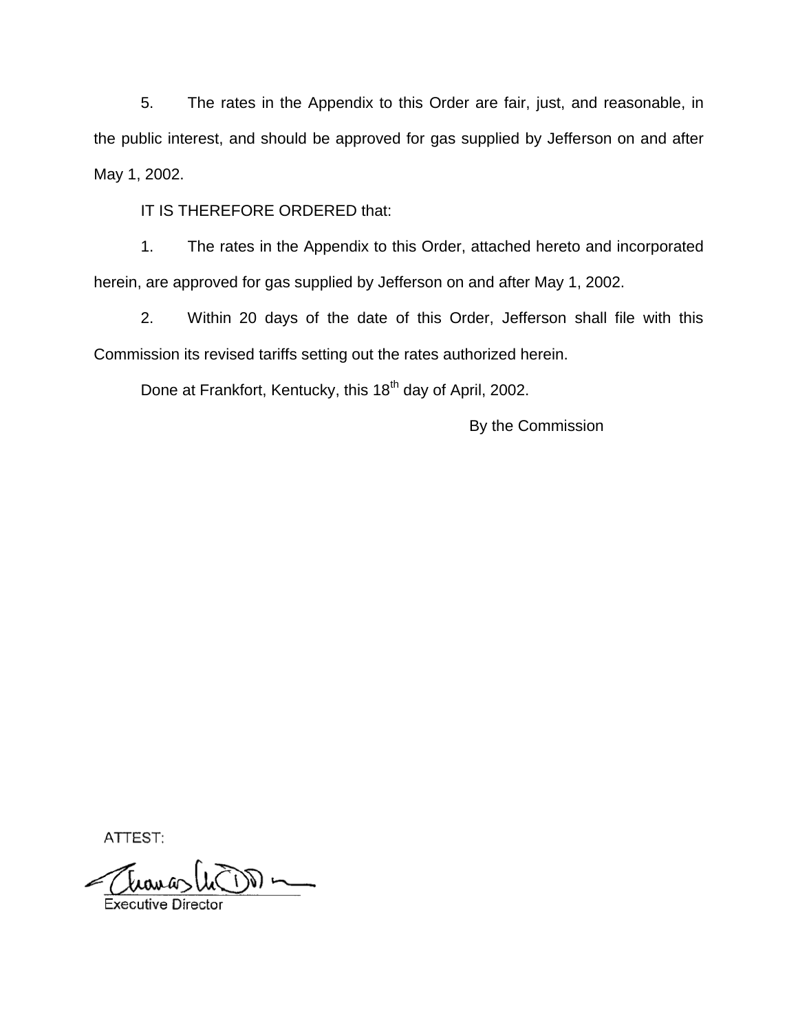5. The rates in the Appendix to this Order are fair, just, and reasonable, in the public interest, and should be approved for gas supplied by Jefferson on and after May 1, 2002.

IT IS THEREFORE ORDERED that:

1. The rates in the Appendix to this Order, attached hereto and incorporated herein, are approved for gas supplied by Jefferson on and after May 1, 2002.

2. Within 20 days of the date of this Order, Jefferson shall file with this Commission its revised tariffs setting out the rates authorized herein.

Done at Frankfort, Kentucky, this 18th day of April, 2002.

By the Commission

ATTEST:

Executive Director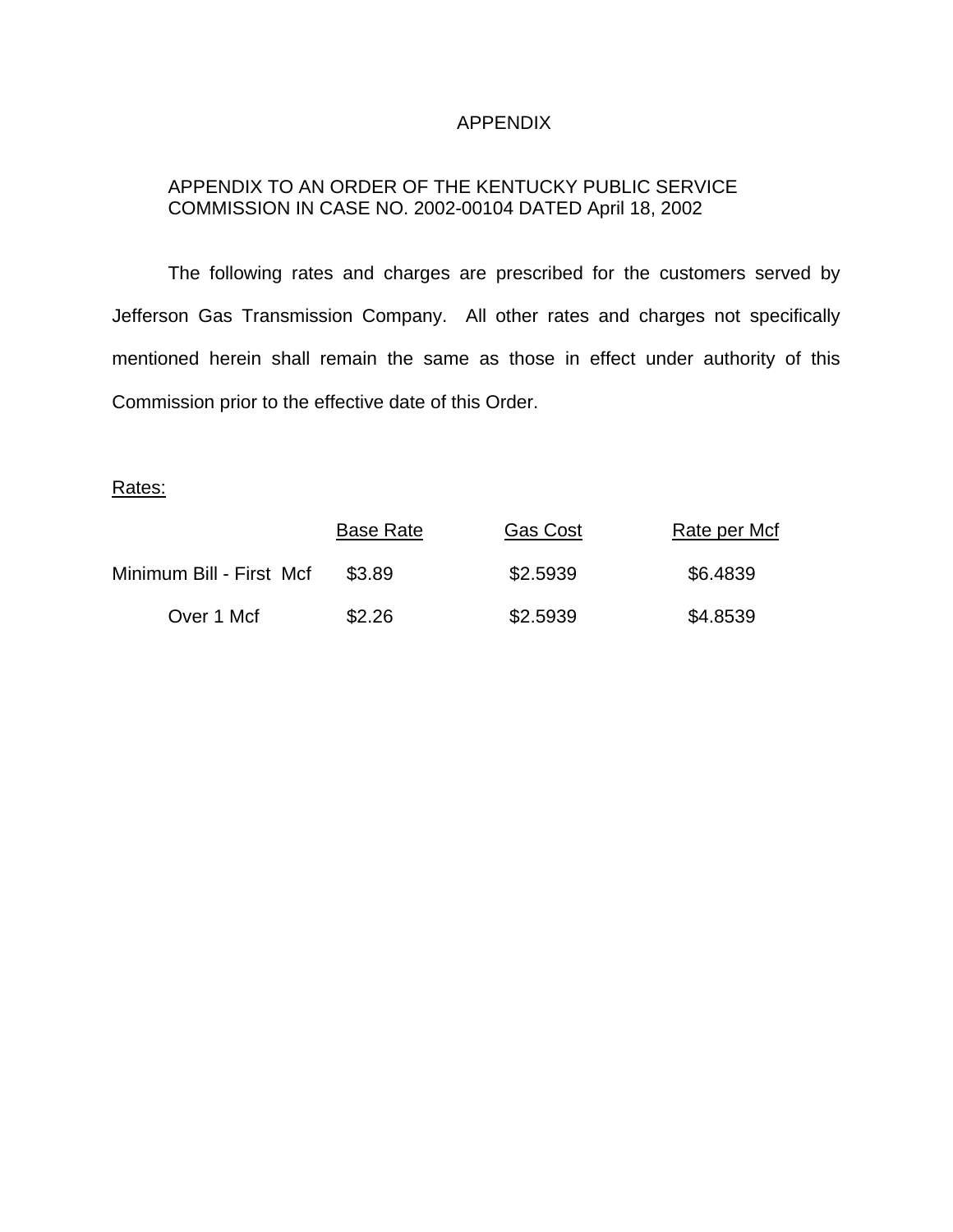# APPENDIX

APPENDIX TO AN ORDER OF THE KENTUCKY PUBLIC SERVICE COMMISSION IN CASE NO. 2002-00104 DATED April 18, 2002

The following rates and charges are prescribed for the customers served by Jefferson Gas Transmission Company. All other rates and charges not specifically mentioned herein shall remain the same as those in effect under authority of this Commission prior to the effective date of this Order.

Rates:

| | Base Rate | Gas Cost | Rate per Mcf |
|---|---|---|---|
| Minimum Bill - First Mcf | $3.89 | $2.5939 | $6.4839 |
| Over 1 Mcf | $2.26 | $2.5939 | $4.8539 |